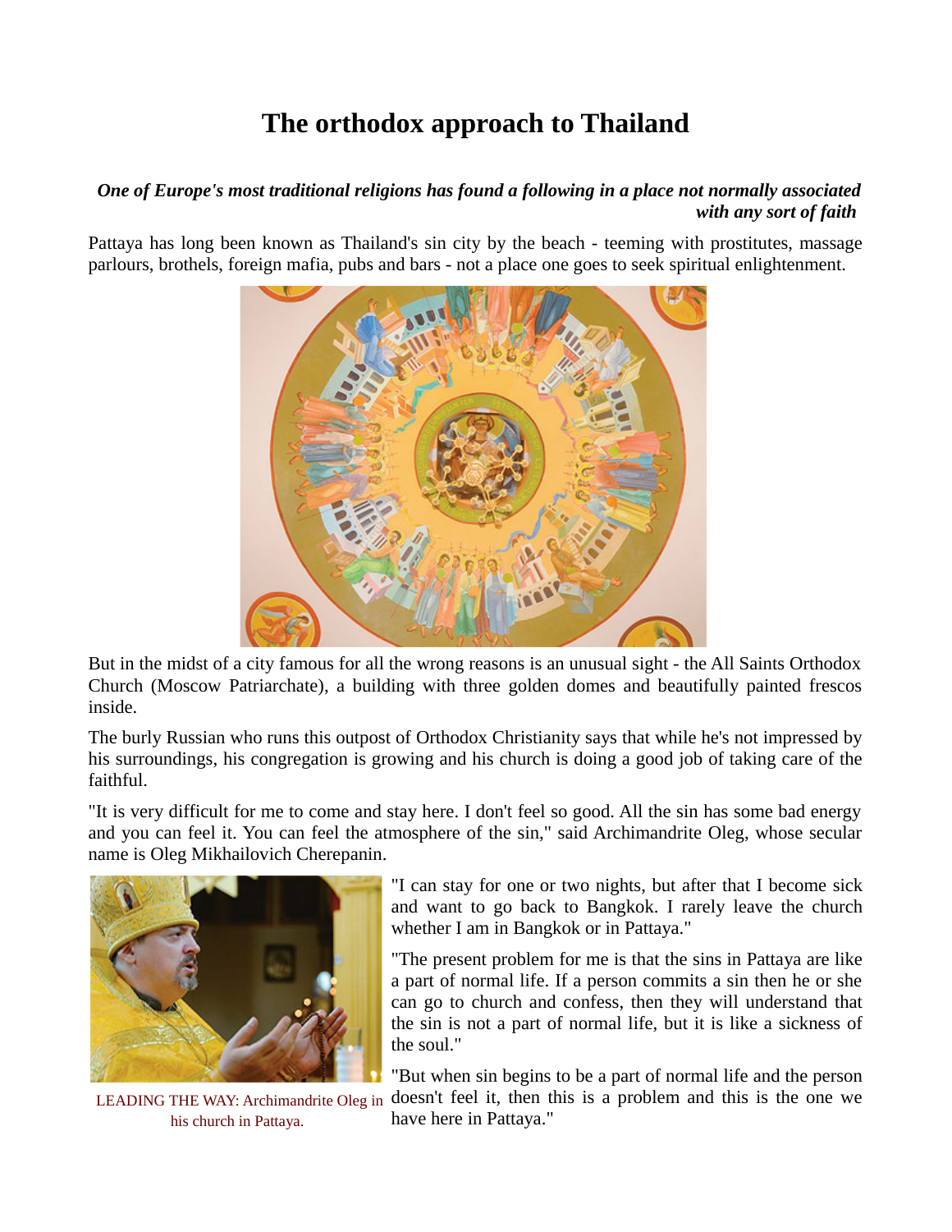# The orthodox approach to Thailand

***One of Europe's most traditional religions has found a following in a place not normally associated with any sort of faith***

Pattaya has long been known as Thailand's sin city by the beach - teeming with prostitutes, massage parlours, brothels, foreign mafia, pubs and bars - not a place one goes to seek spiritual enlightenment.

But in the midst of a city famous for all the wrong reasons is an unusual sight - the All Saints Orthodox Church (Moscow Patriarchate), a building with three golden domes and beautifully painted frescos inside.

The burly Russian who runs this outpost of Orthodox Christianity says that while he's not impressed by his surroundings, his congregation is growing and his church is doing a good job of taking care of the faithful.

"It is very difficult for me to come and stay here. I don't feel so good. All the sin has some bad energy and you can feel it. You can feel the atmosphere of the sin," said Archimandrite Oleg, whose secular name is Oleg Mikhailovich Cherepanin.

LEADING THE WAY: Archimandrite Oleg in his church in Pattaya.

"I can stay for one or two nights, but after that I become sick and want to go back to Bangkok. I rarely leave the church whether I am in Bangkok or in Pattaya."

"The present problem for me is that the sins in Pattaya are like a part of normal life. If a person commits a sin then he or she can go to church and confess, then they will understand that the sin is not a part of normal life, but it is like a sickness of the soul."

"But when sin begins to be a part of normal life and the person doesn't feel it, then this is a problem and this is the one we have here in Pattaya."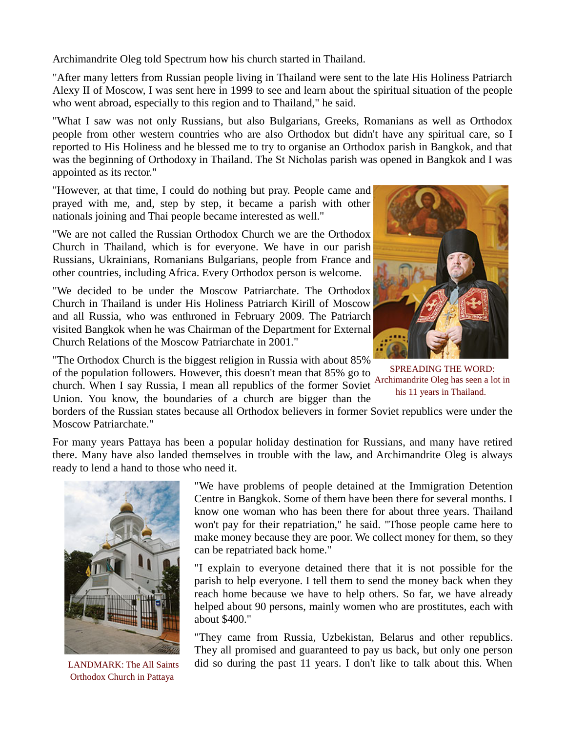Archimandrite Oleg told Spectrum how his church started in Thailand.

"After many letters from Russian people living in Thailand were sent to the late His Holiness Patriarch Alexy II of Moscow, I was sent here in 1999 to see and learn about the spiritual situation of the people who went abroad, especially to this region and to Thailand," he said.

"What I saw was not only Russians, but also Bulgarians, Greeks, Romanians as well as Orthodox people from other western countries who are also Orthodox but didn't have any spiritual care, so I reported to His Holiness and he blessed me to try to organise an Orthodox parish in Bangkok, and that was the beginning of Orthodoxy in Thailand. The St Nicholas parish was opened in Bangkok and I was appointed as its rector."

"However, at that time, I could do nothing but pray. People came and prayed with me, and, step by step, it became a parish with other nationals joining and Thai people became interested as well."

"We are not called the Russian Orthodox Church we are the Orthodox Church in Thailand, which is for everyone. We have in our parish Russians, Ukrainians, Romanians Bulgarians, people from France and other countries, including Africa. Every Orthodox person is welcome.

"We decided to be under the Moscow Patriarchate. The Orthodox Church in Thailand is under His Holiness Patriarch Kirill of Moscow and all Russia, who was enthroned in February 2009. The Patriarch visited Bangkok when he was Chairman of the Department for External Church Relations of the Moscow Patriarchate in 2001."

SPREADING THE WORD: Archimandrite Oleg has seen a lot in his 11 years in Thailand.

"The Orthodox Church is the biggest religion in Russia with about 85% of the population followers. However, this doesn't mean that 85% go to church. When I say Russia, I mean all republics of the former Soviet Union. You know, the boundaries of a church are bigger than the borders of the Russian states because all Orthodox believers in former Soviet republics were under the Moscow Patriarchate."

For many years Pattaya has been a popular holiday destination for Russians, and many have retired there. Many have also landed themselves in trouble with the law, and Archimandrite Oleg is always ready to lend a hand to those who need it.

LANDMARK: The All Saints Orthodox Church in Pattaya

"We have problems of people detained at the Immigration Detention Centre in Bangkok. Some of them have been there for several months. I know one woman who has been there for about three years. Thailand won't pay for their repatriation," he said. "Those people came here to make money because they are poor. We collect money for them, so they can be repatriated back home."

"I explain to everyone detained there that it is not possible for the parish to help everyone. I tell them to send the money back when they reach home because we have to help others. So far, we have already helped about 90 persons, mainly women who are prostitutes, each with about $400."

"They came from Russia, Uzbekistan, Belarus and other republics. They all promised and guaranteed to pay us back, but only one person did so during the past 11 years. I don't like to talk about this. When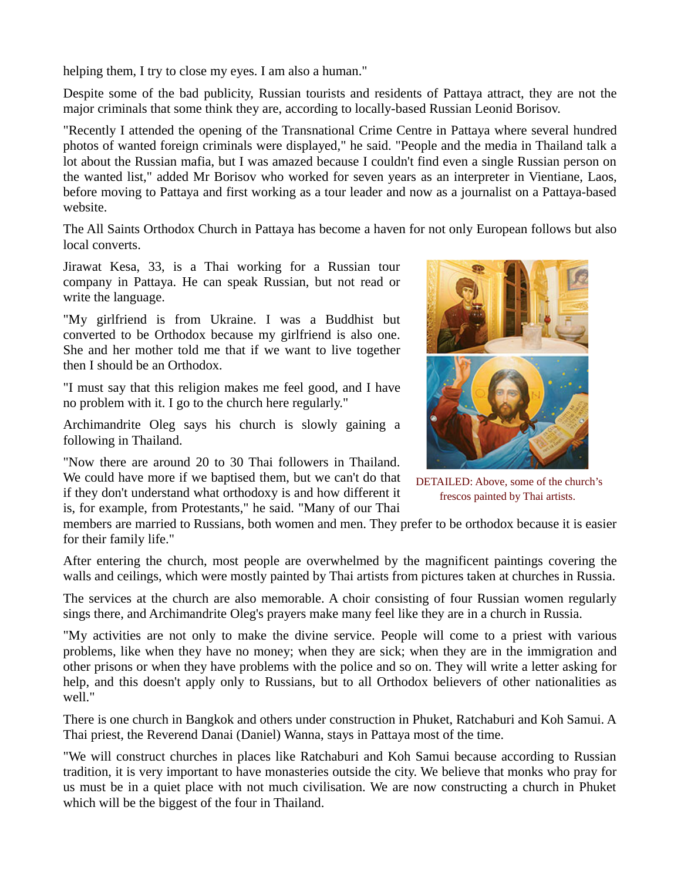helping them, I try to close my eyes. I am also a human."

Despite some of the bad publicity, Russian tourists and residents of Pattaya attract, they are not the major criminals that some think they are, according to locally-based Russian Leonid Borisov.

"Recently I attended the opening of the Transnational Crime Centre in Pattaya where several hundred photos of wanted foreign criminals were displayed," he said. "People and the media in Thailand talk a lot about the Russian mafia, but I was amazed because I couldn't find even a single Russian person on the wanted list," added Mr Borisov who worked for seven years as an interpreter in Vientiane, Laos, before moving to Pattaya and first working as a tour leader and now as a journalist on a Pattaya-based website.

The All Saints Orthodox Church in Pattaya has become a haven for not only European follows but also local converts.

Jirawat Kesa, 33, is a Thai working for a Russian tour company in Pattaya. He can speak Russian, but not read or write the language.

"My girlfriend is from Ukraine. I was a Buddhist but converted to be Orthodox because my girlfriend is also one. She and her mother told me that if we want to live together then I should be an Orthodox.

"I must say that this religion makes me feel good, and I have no problem with it. I go to the church here regularly."

Archimandrite Oleg says his church is slowly gaining a following in Thailand.

"Now there are around 20 to 30 Thai followers in Thailand. We could have more if we baptised them, but we can't do that if they don't understand what orthodoxy is and how different it is, for example, from Protestants," he said. "Many of our Thai members are married to Russians, both women and men. They prefer to be orthodox because it is easier for their family life."

DETAILED: Above, some of the church's frescos painted by Thai artists.

After entering the church, most people are overwhelmed by the magnificent paintings covering the walls and ceilings, which were mostly painted by Thai artists from pictures taken at churches in Russia.

The services at the church are also memorable. A choir consisting of four Russian women regularly sings there, and Archimandrite Oleg's prayers make many feel like they are in a church in Russia.

"My activities are not only to make the divine service. People will come to a priest with various problems, like when they have no money; when they are sick; when they are in the immigration and other prisons or when they have problems with the police and so on. They will write a letter asking for help, and this doesn't apply only to Russians, but to all Orthodox believers of other nationalities as well."

There is one church in Bangkok and others under construction in Phuket, Ratchaburi and Koh Samui. A Thai priest, the Reverend Danai (Daniel) Wanna, stays in Pattaya most of the time.

"We will construct churches in places like Ratchaburi and Koh Samui because according to Russian tradition, it is very important to have monasteries outside the city. We believe that monks who pray for us must be in a quiet place with not much civilisation. We are now constructing a church in Phuket which will be the biggest of the four in Thailand.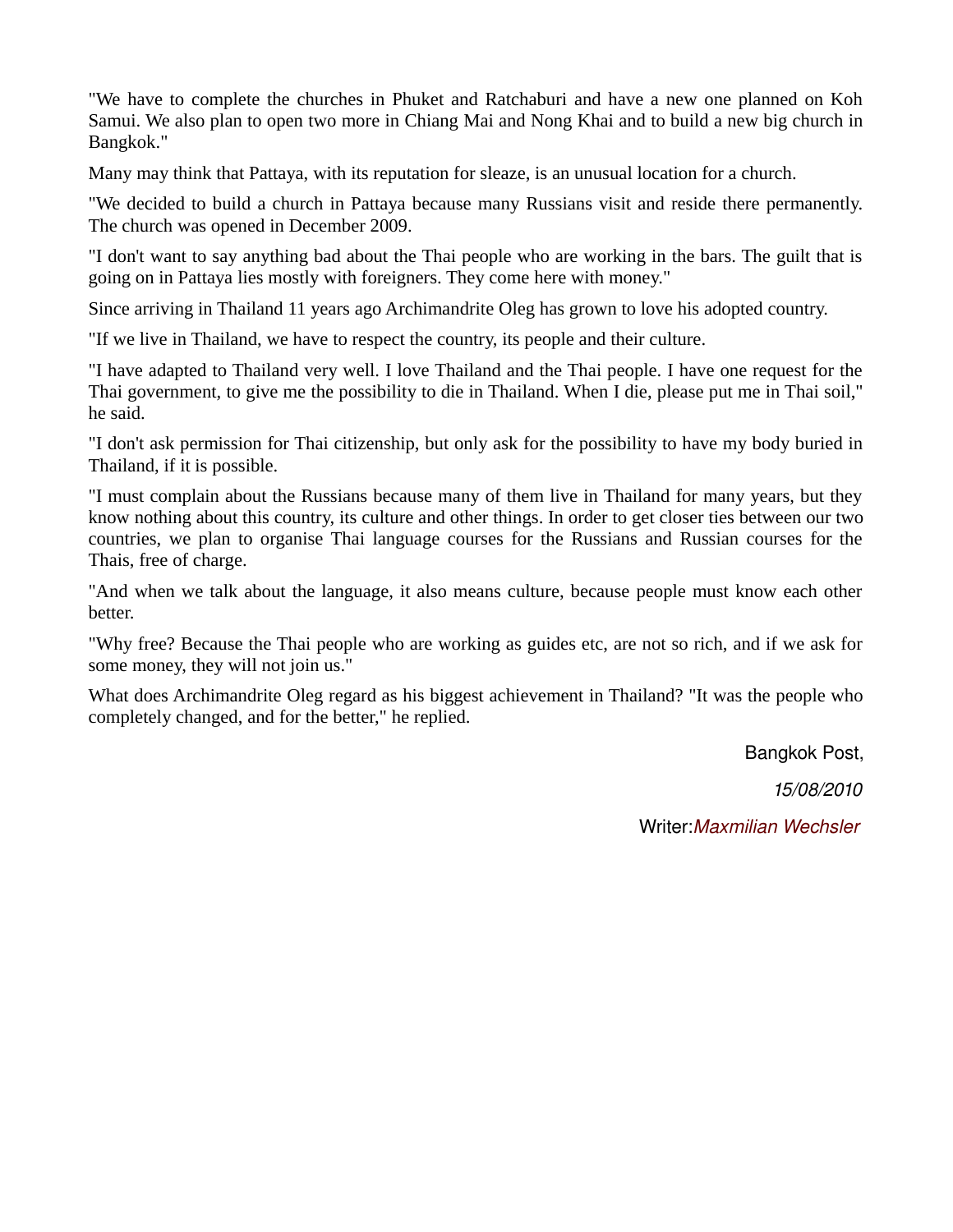"We have to complete the churches in Phuket and Ratchaburi and have a new one planned on Koh Samui. We also plan to open two more in Chiang Mai and Nong Khai and to build a new big church in Bangkok."

Many may think that Pattaya, with its reputation for sleaze, is an unusual location for a church.

"We decided to build a church in Pattaya because many Russians visit and reside there permanently. The church was opened in December 2009.

"I don't want to say anything bad about the Thai people who are working in the bars. The guilt that is going on in Pattaya lies mostly with foreigners. They come here with money."

Since arriving in Thailand 11 years ago Archimandrite Oleg has grown to love his adopted country.

"If we live in Thailand, we have to respect the country, its people and their culture.

"I have adapted to Thailand very well. I love Thailand and the Thai people. I have one request for the Thai government, to give me the possibility to die in Thailand. When I die, please put me in Thai soil," he said.

"I don't ask permission for Thai citizenship, but only ask for the possibility to have my body buried in Thailand, if it is possible.

"I must complain about the Russians because many of them live in Thailand for many years, but they know nothing about this country, its culture and other things. In order to get closer ties between our two countries, we plan to organise Thai language courses for the Russians and Russian courses for the Thais, free of charge.

"And when we talk about the language, it also means culture, because people must know each other better.

"Why free? Because the Thai people who are working as guides etc, are not so rich, and if we ask for some money, they will not join us."

What does Archimandrite Oleg regard as his biggest achievement in Thailand? "It was the people who completely changed, and for the better," he replied.

Bangkok Post,

*15/08/2010*

Writer:*Maxmilian Wechsler*